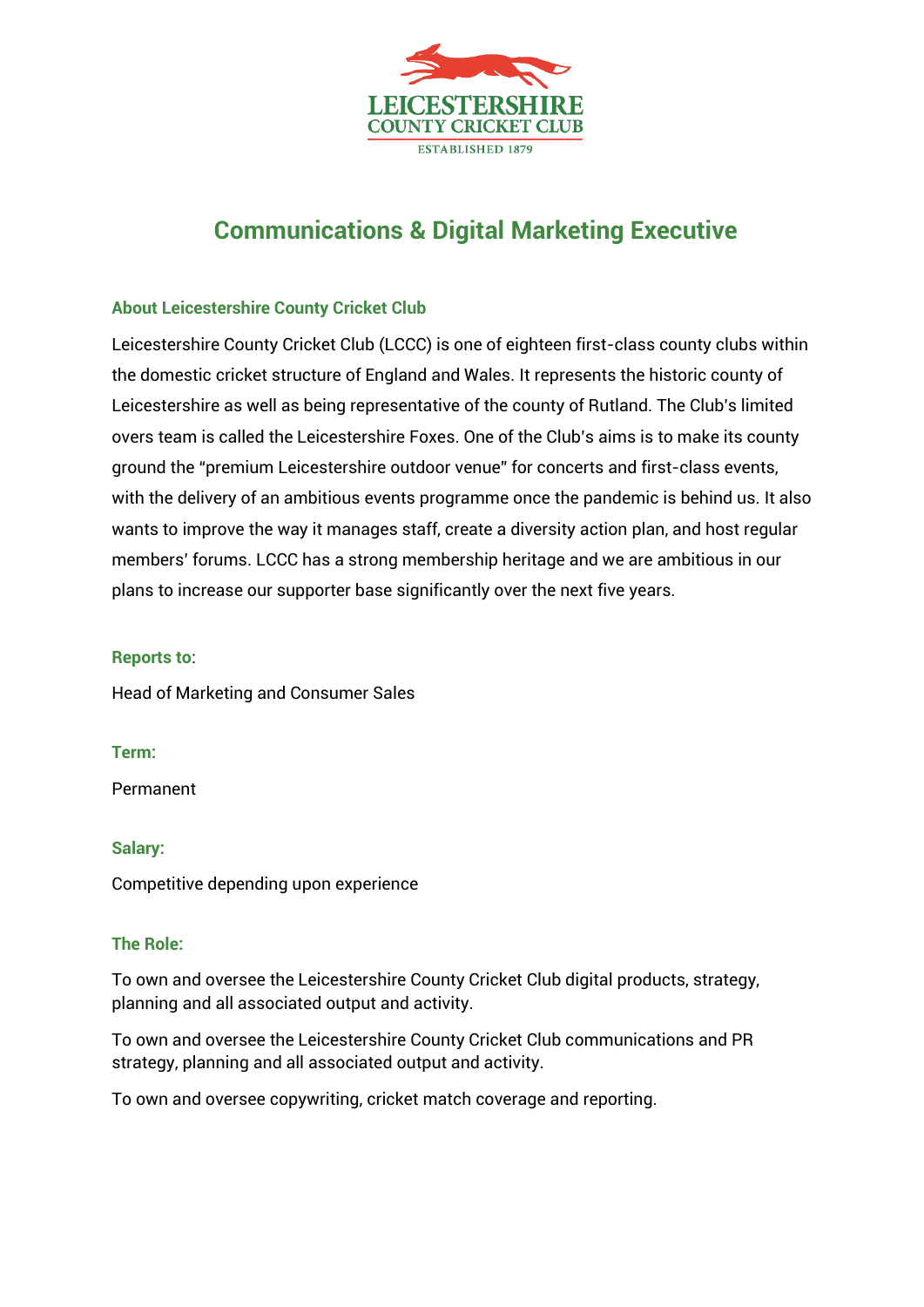LEICESTERSHIRE
COUNTY CRICKET CLUB
ESTABLISHED 1879

# Communications & Digital Marketing Executive

## About Leicestershire County Cricket Club

Leicestershire County Cricket Club (LCCC) is one of eighteen first-class county clubs within the domestic cricket structure of England and Wales. It represents the historic county of Leicestershire as well as being representative of the county of Rutland. The Club's limited overs team is called the Leicestershire Foxes. One of the Club's aims is to make its county ground the "premium Leicestershire outdoor venue" for concerts and first-class events, with the delivery of an ambitious events programme once the pandemic is behind us. It also wants to improve the way it manages staff, create a diversity action plan, and host regular members' forums. LCCC has a strong membership heritage and we are ambitious in our plans to increase our supporter base significantly over the next five years.

**Reports to**:

Head of Marketing and Consumer Sales

**Term:**

Permanent

**Salary:**

Competitive depending upon experience

**The Role:**

To own and oversee the Leicestershire County Cricket Club digital products, strategy, planning and all associated output and activity.

To own and oversee the Leicestershire County Cricket Club communications and PR strategy, planning and all associated output and activity.

To own and oversee copywriting, cricket match coverage and reporting.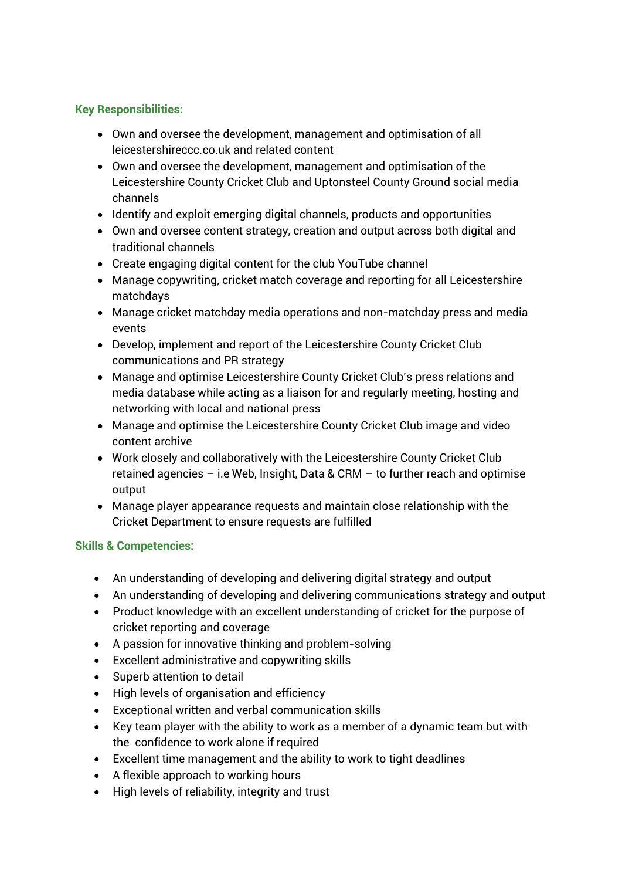**Key Responsibilities:**

- Own and oversee the development, management and optimisation of all leicestershireccc.co.uk and related content
- Own and oversee the development, management and optimisation of the Leicestershire County Cricket Club and Uptonsteel County Ground social media channels
- Identify and exploit emerging digital channels, products and opportunities
- Own and oversee content strategy, creation and output across both digital and traditional channels
- Create engaging digital content for the club YouTube channel
- Manage copywriting, cricket match coverage and reporting for all Leicestershire matchdays
- Manage cricket matchday media operations and non-matchday press and media events
- Develop, implement and report of the Leicestershire County Cricket Club communications and PR strategy
- Manage and optimise Leicestershire County Cricket Club's press relations and media database while acting as a liaison for and regularly meeting, hosting and networking with local and national press
- Manage and optimise the Leicestershire County Cricket Club image and video content archive
- Work closely and collaboratively with the Leicestershire County Cricket Club retained agencies – i.e Web, Insight, Data & CRM – to further reach and optimise output
- Manage player appearance requests and maintain close relationship with the Cricket Department to ensure requests are fulfilled

**Skills & Competencies:**

- An understanding of developing and delivering digital strategy and output
- An understanding of developing and delivering communications strategy and output
- Product knowledge with an excellent understanding of cricket for the purpose of cricket reporting and coverage
- A passion for innovative thinking and problem-solving
- Excellent administrative and copywriting skills
- Superb attention to detail
- High levels of organisation and efficiency
- Exceptional written and verbal communication skills
- Key team player with the ability to work as a member of a dynamic team but with the confidence to work alone if required
- Excellent time management and the ability to work to tight deadlines
- A flexible approach to working hours
- High levels of reliability, integrity and trust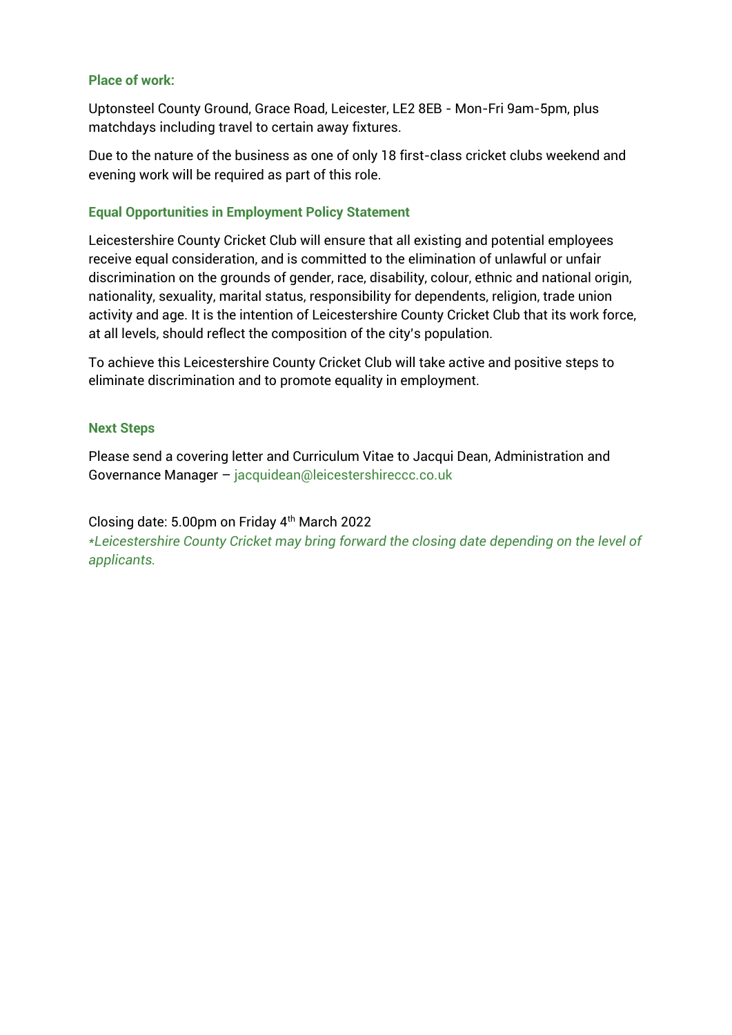### Place of work:

Uptonsteel County Ground, Grace Road, Leicester, LE2 8EB - Mon-Fri 9am-5pm, plus matchdays including travel to certain away fixtures.

Due to the nature of the business as one of only 18 first-class cricket clubs weekend and evening work will be required as part of this role.

### Equal Opportunities in Employment Policy Statement

Leicestershire County Cricket Club will ensure that all existing and potential employees receive equal consideration, and is committed to the elimination of unlawful or unfair discrimination on the grounds of gender, race, disability, colour, ethnic and national origin, nationality, sexuality, marital status, responsibility for dependents, religion, trade union activity and age. It is the intention of Leicestershire County Cricket Club that its work force, at all levels, should reflect the composition of the city's population.

To achieve this Leicestershire County Cricket Club will take active and positive steps to eliminate discrimination and to promote equality in employment.

### Next Steps

Please send a covering letter and Curriculum Vitae to Jacqui Dean, Administration and Governance Manager – jacquidean@leicestershireccc.co.uk

Closing date: 5.00pm on Friday 4th March 2022
*\*Leicestershire County Cricket may bring forward the closing date depending on the level of applicants.*